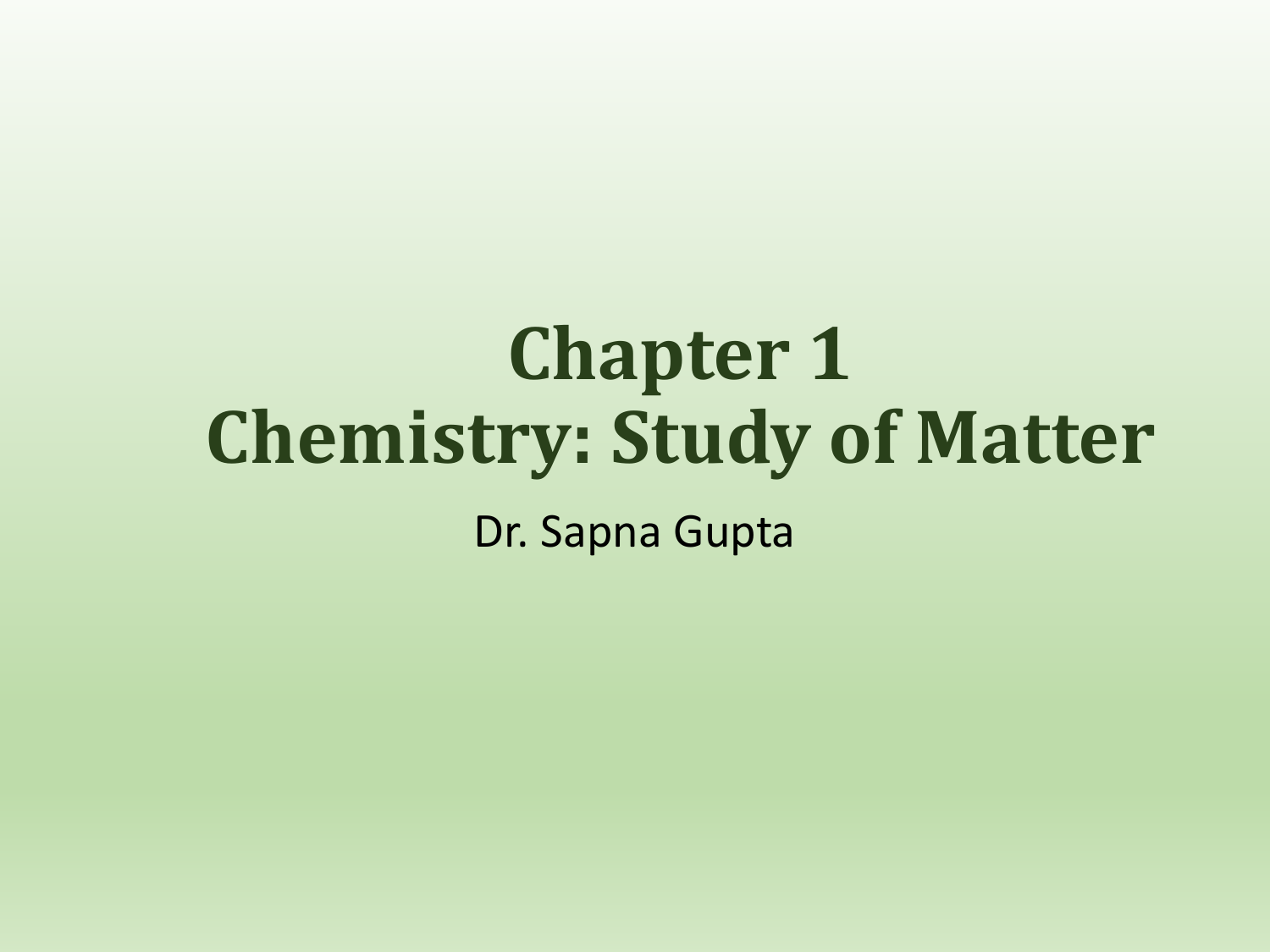# Chapter 1
# Chemistry: Study of Matter

Dr. Sapna Gupta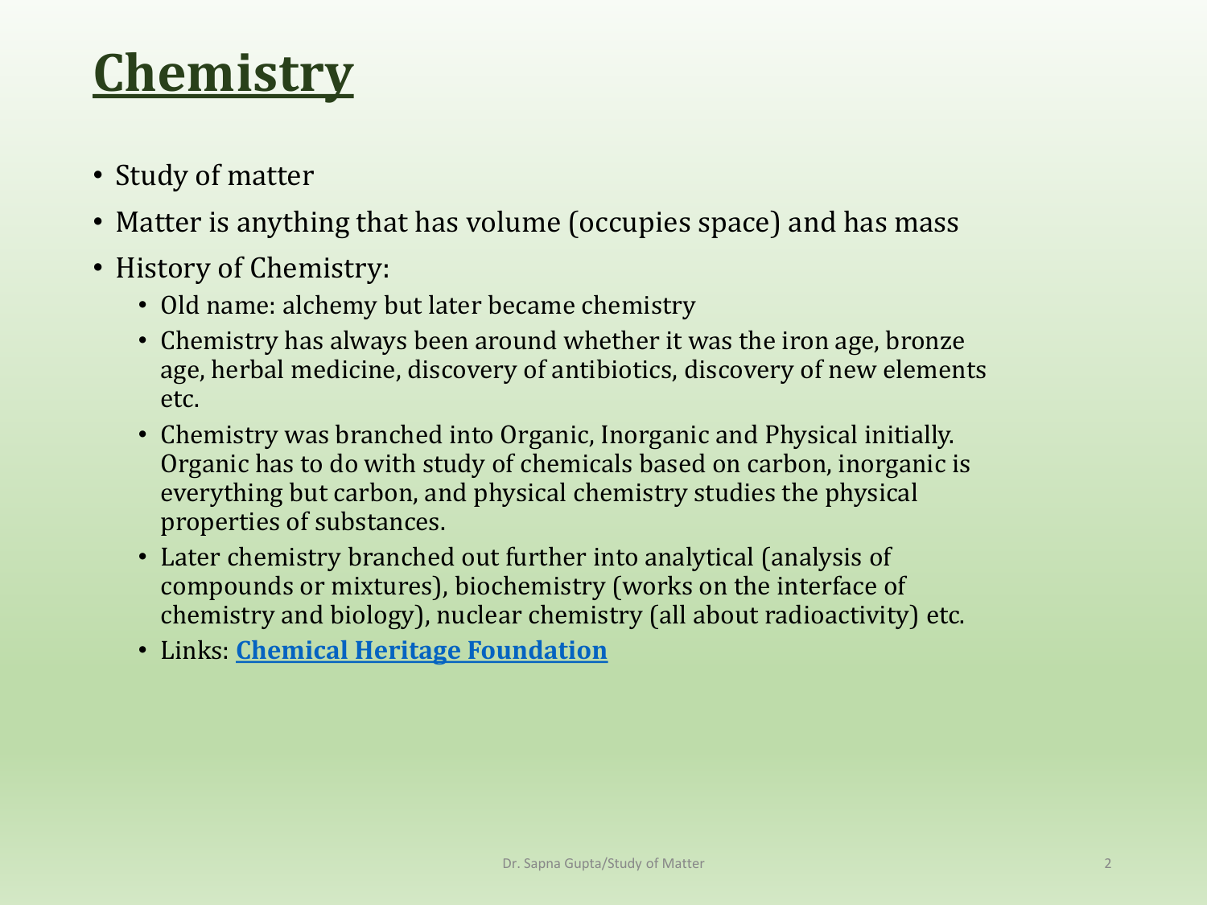# Chemistry

- Study of matter
- Matter is anything that has volume (occupies space) and has mass
- History of Chemistry:
  - Old name: alchemy but later became chemistry
  - Chemistry has always been around whether it was the iron age, bronze age, herbal medicine, discovery of antibiotics, discovery of new elements etc.
  - Chemistry was branched into Organic, Inorganic and Physical initially. Organic has to do with study of chemicals based on carbon, inorganic is everything but carbon, and physical chemistry studies the physical properties of substances.
  - Later chemistry branched out further into analytical (analysis of compounds or mixtures), biochemistry (works on the interface of chemistry and biology), nuclear chemistry (all about radioactivity) etc.
  - Links: **Chemical Heritage Foundation**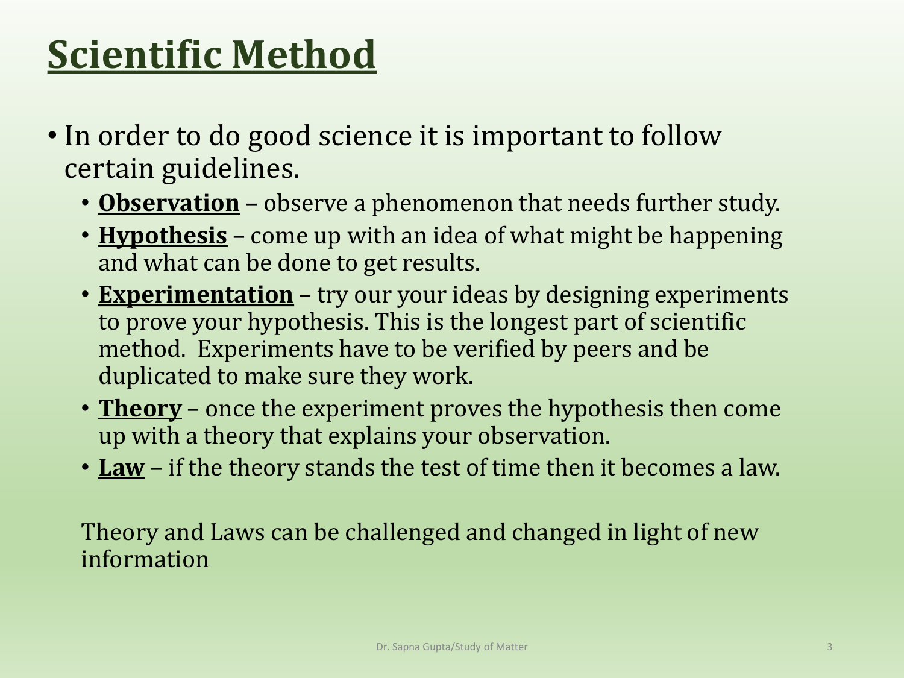# Scientific Method

- In order to do good science it is important to follow certain guidelines.
  - **Observation** – observe a phenomenon that needs further study.
  - **Hypothesis** – come up with an idea of what might be happening and what can be done to get results.
  - **Experimentation** – try our your ideas by designing experiments to prove your hypothesis. This is the longest part of scientific method. Experiments have to be verified by peers and be duplicated to make sure they work.
  - **Theory** – once the experiment proves the hypothesis then come up with a theory that explains your observation.
  - **Law** – if the theory stands the test of time then it becomes a law.

Theory and Laws can be challenged and changed in light of new information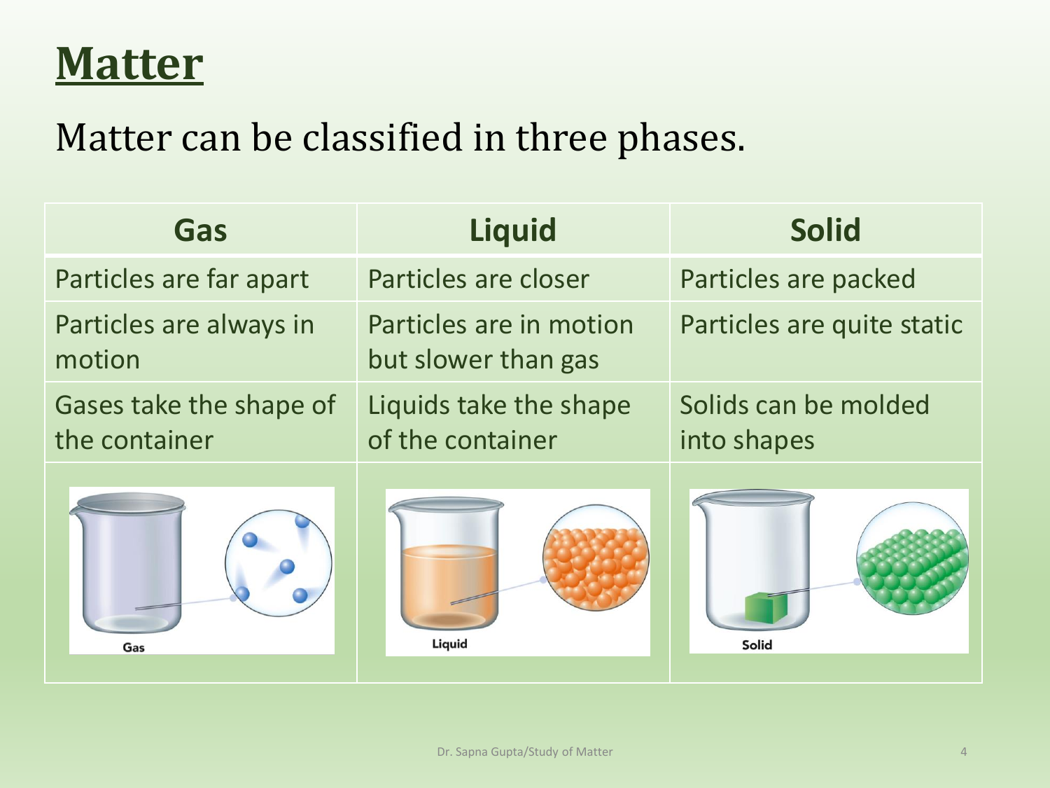# Matter

Matter can be classified in three phases.

| Gas | Liquid | Solid |
| --- | --- | --- |
| Particles are far apart | Particles are closer | Particles are packed |
| Particles are always in motion | Particles are in motion but slower than gas | Particles are quite static |
| Gases take the shape of the container | Liquids take the shape of the container | Solids can be molded into shapes |
| Gas | Liquid | Solid |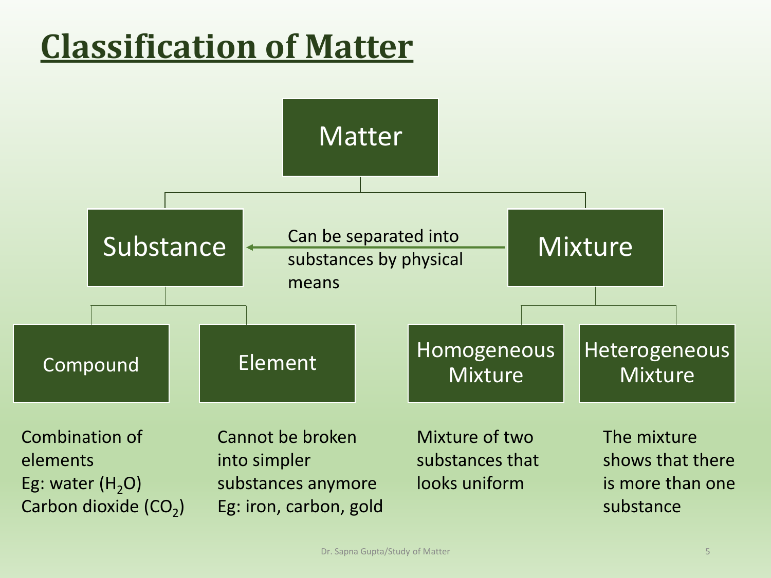# Classification of Matter

- **Matter**
  - **Substance**
    - **Compound**: Combination of elements. Eg: water ($H_2O$), Carbon dioxide ($CO_2$)
    - **Element**: Cannot be broken into simpler substances anymore. Eg: iron, carbon, gold
  - **Mixture**
    - **Homogeneous Mixture**: Mixture of two substances that looks uniform
    - **Heterogeneous Mixture**: The mixture shows that there is more than one substance

Mixture → Substance: Can be separated into substances by physical means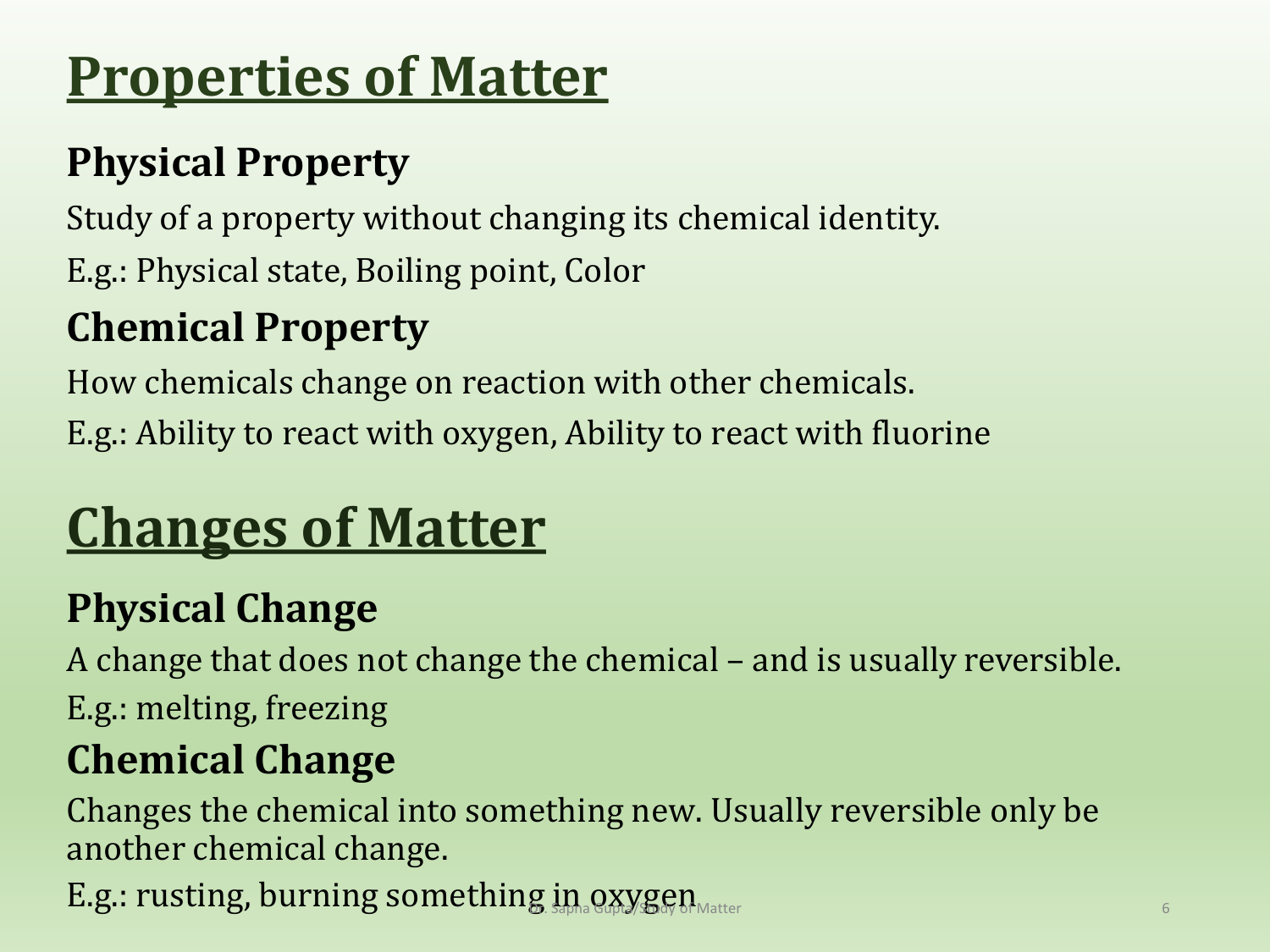# Properties of Matter

## Physical Property

Study of a property without changing its chemical identity.

E.g.: Physical state, Boiling point, Color

## Chemical Property

How chemicals change on reaction with other chemicals.

E.g.: Ability to react with oxygen, Ability to react with fluorine

# Changes of Matter

## Physical Change

A change that does not change the chemical – and is usually reversible.

E.g.: melting, freezing

## Chemical Change

Changes the chemical into something new. Usually reversible only be another chemical change.

E.g.: rusting, burning something in oxygen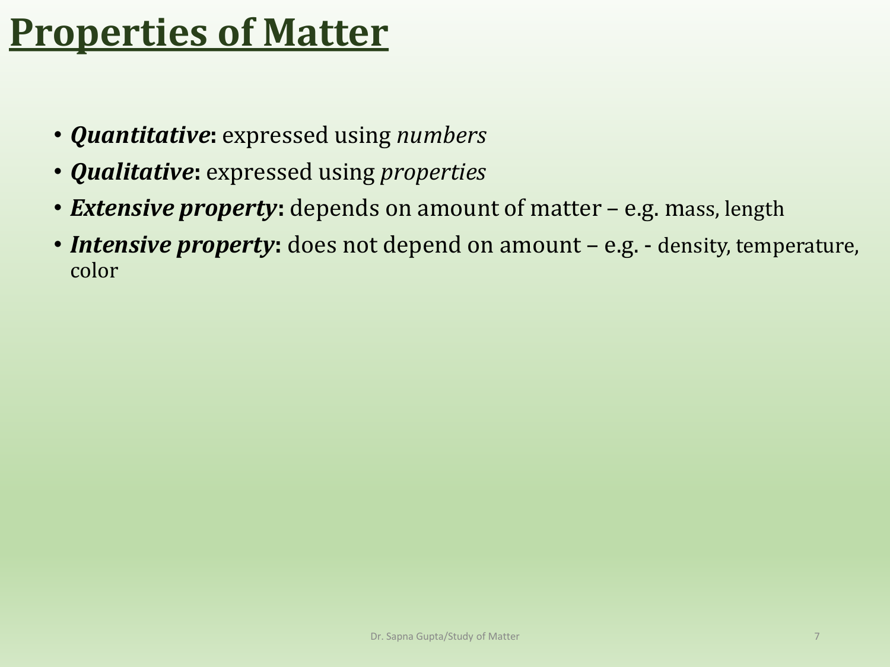# Properties of Matter

- ***Quantitative*:** expressed using *numbers*
- ***Qualitative*:** expressed using *properties*
- ***Extensive property*:** depends on amount of matter – e.g. mass, length
- ***Intensive property*:** does not depend on amount – e.g. - density, temperature, color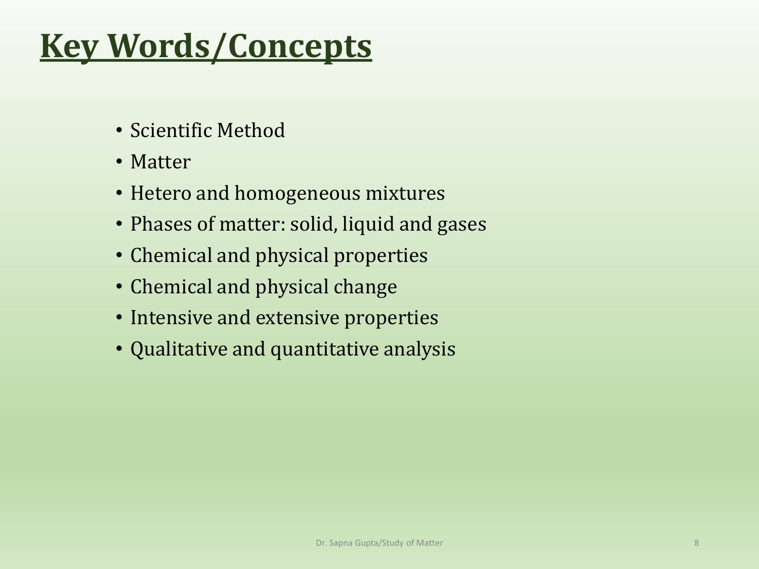# Key Words/Concepts

- Scientific Method
- Matter
- Hetero and homogeneous mixtures
- Phases of matter: solid, liquid and gases
- Chemical and physical properties
- Chemical and physical change
- Intensive and extensive properties
- Qualitative and quantitative analysis